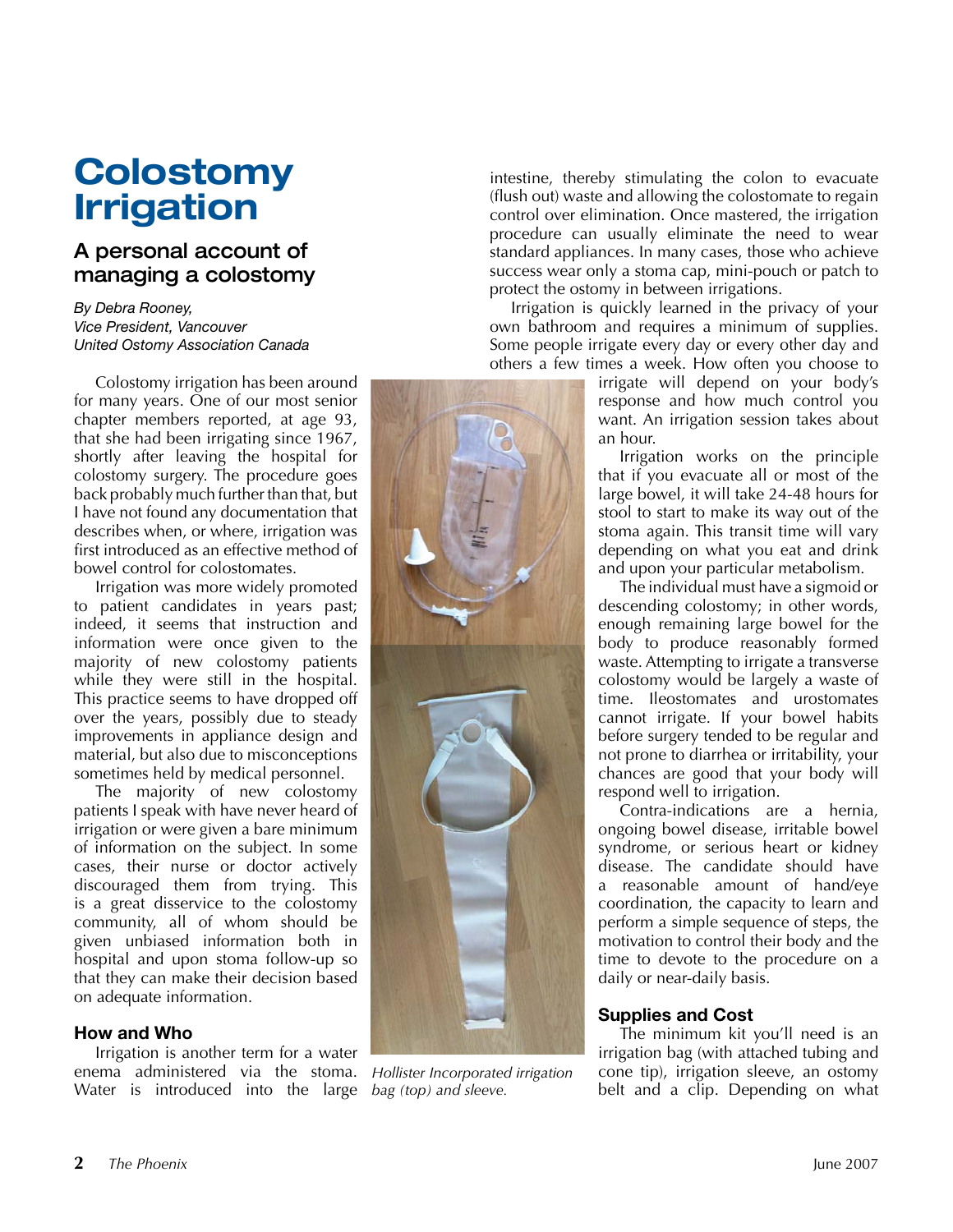# Colostomy Irrigation

## A personal account of managing a colostomy

*By Debra Rooney,*
*Vice President, Vancouver*
*United Ostomy Association Canada*

Colostomy irrigation has been around for many years. One of our most senior chapter members reported, at age 93, that she had been irrigating since 1967, shortly after leaving the hospital for colostomy surgery. The procedure goes back probably much further than that, but I have not found any documentation that describes when, or where, irrigation was first introduced as an effective method of bowel control for colostomates.

Irrigation was more widely promoted to patient candidates in years past; indeed, it seems that instruction and information were once given to the majority of new colostomy patients while they were still in the hospital. This practice seems to have dropped off over the years, possibly due to steady improvements in appliance design and material, but also due to misconceptions sometimes held by medical personnel.

The majority of new colostomy patients I speak with have never heard of irrigation or were given a bare minimum of information on the subject. In some cases, their nurse or doctor actively discouraged them from trying. This is a great disservice to the colostomy community, all of whom should be given unbiased information both in hospital and upon stoma follow-up so that they can make their decision based on adequate information.

### How and Who

Irrigation is another term for a water enema administered via the stoma. Water is introduced into the large intestine, thereby stimulating the colon to evacuate (flush out) waste and allowing the colostomate to regain control over elimination. Once mastered, the irrigation procedure can usually eliminate the need to wear standard appliances. In many cases, those who achieve success wear only a stoma cap, mini-pouch or patch to protect the ostomy in between irrigations.

Irrigation is quickly learned in the privacy of your own bathroom and requires a minimum of supplies. Some people irrigate every day or every other day and others a few times a week. How often you choose to irrigate will depend on your body's response and how much control you want. An irrigation session takes about an hour.

*Hollister Incorporated irrigation bag (top) and sleeve.*

Irrigation works on the principle that if you evacuate all or most of the large bowel, it will take 24-48 hours for stool to start to make its way out of the stoma again. This transit time will vary depending on what you eat and drink and upon your particular metabolism.

The individual must have a sigmoid or descending colostomy; in other words, enough remaining large bowel for the body to produce reasonably formed waste. Attempting to irrigate a transverse colostomy would be largely a waste of time. Ileostomates and urostomates cannot irrigate. If your bowel habits before surgery tended to be regular and not prone to diarrhea or irritability, your chances are good that your body will respond well to irrigation.

Contra-indications are a hernia, ongoing bowel disease, irritable bowel syndrome, or serious heart or kidney disease. The candidate should have a reasonable amount of hand/eye coordination, the capacity to learn and perform a simple sequence of steps, the motivation to control their body and the time to devote to the procedure on a daily or near-daily basis.

### Supplies and Cost

The minimum kit you'll need is an irrigation bag (with attached tubing and cone tip), irrigation sleeve, an ostomy belt and a clip. Depending on what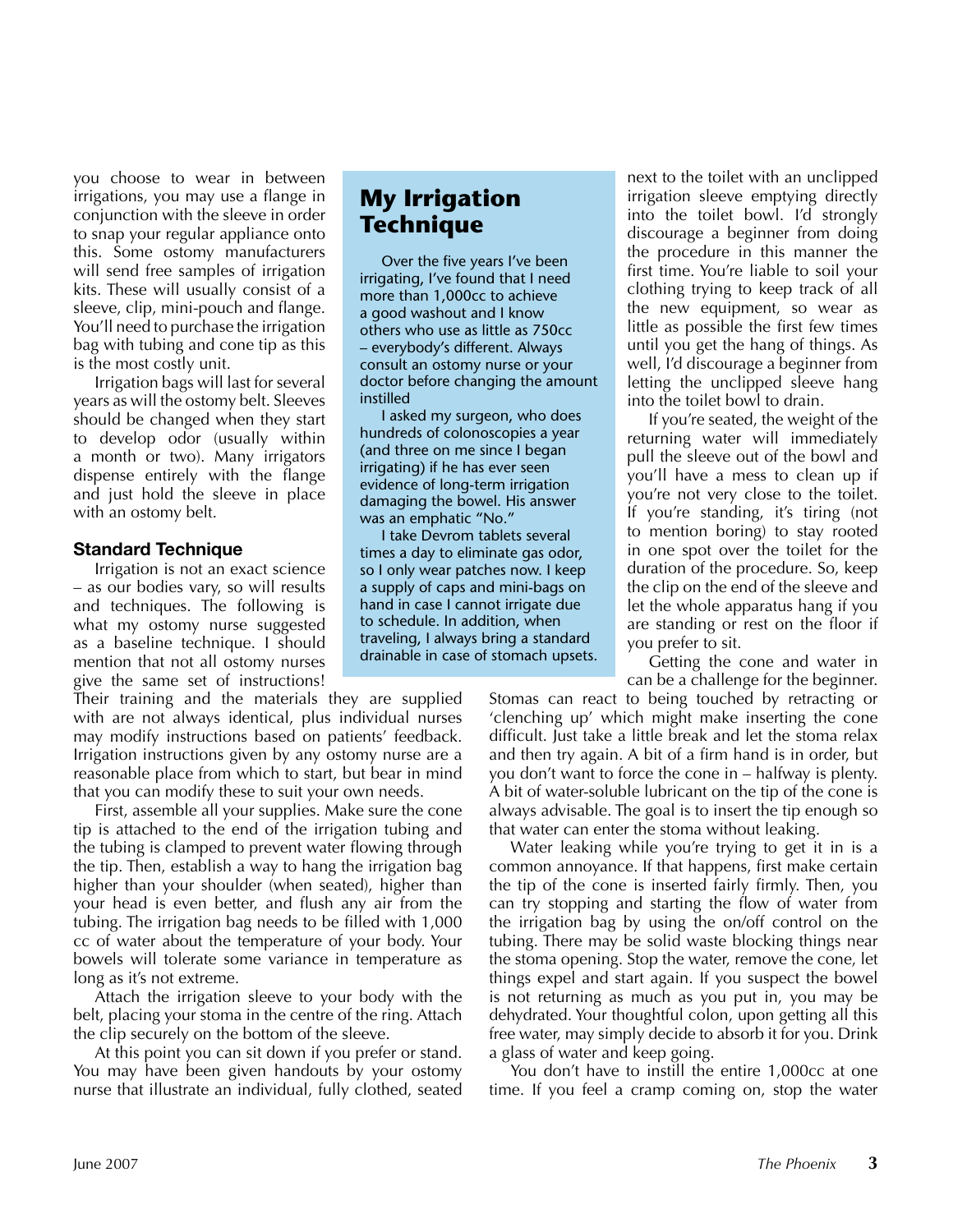you choose to wear in between irrigations, you may use a flange in conjunction with the sleeve in order to snap your regular appliance onto this. Some ostomy manufacturers will send free samples of irrigation kits. These will usually consist of a sleeve, clip, mini-pouch and flange. You'll need to purchase the irrigation bag with tubing and cone tip as this is the most costly unit.

Irrigation bags will last for several years as will the ostomy belt. Sleeves should be changed when they start to develop odor (usually within a month or two). Many irrigators dispense entirely with the flange and just hold the sleeve in place with an ostomy belt.

### Standard Technique

Irrigation is not an exact science – as our bodies vary, so will results and techniques. The following is what my ostomy nurse suggested as a baseline technique. I should mention that not all ostomy nurses give the same set of instructions! Their training and the materials they are supplied with are not always identical, plus individual nurses may modify instructions based on patients' feedback. Irrigation instructions given by any ostomy nurse are a reasonable place from which to start, but bear in mind that you can modify these to suit your own needs.

First, assemble all your supplies. Make sure the cone tip is attached to the end of the irrigation tubing and the tubing is clamped to prevent water flowing through the tip. Then, establish a way to hang the irrigation bag higher than your shoulder (when seated), higher than your head is even better, and flush any air from the tubing. The irrigation bag needs to be filled with 1,000 cc of water about the temperature of your body. Your bowels will tolerate some variance in temperature as long as it's not extreme.

Attach the irrigation sleeve to your body with the belt, placing your stoma in the centre of the ring. Attach the clip securely on the bottom of the sleeve.

At this point you can sit down if you prefer or stand. You may have been given handouts by your ostomy nurse that illustrate an individual, fully clothed, seated next to the toilet with an unclipped irrigation sleeve emptying directly into the toilet bowl. I'd strongly discourage a beginner from doing the procedure in this manner the first time. You're liable to soil your clothing trying to keep track of all the new equipment, so wear as little as possible the first few times until you get the hang of things. As well, I'd discourage a beginner from letting the unclipped sleeve hang into the toilet bowl to drain.

If you're seated, the weight of the returning water will immediately pull the sleeve out of the bowl and you'll have a mess to clean up if you're not very close to the toilet. If you're standing, it's tiring (not to mention boring) to stay rooted in one spot over the toilet for the duration of the procedure. So, keep the clip on the end of the sleeve and let the whole apparatus hang if you are standing or rest on the floor if you prefer to sit.

Getting the cone and water in can be a challenge for the beginner. Stomas can react to being touched by retracting or 'clenching up' which might make inserting the cone difficult. Just take a little break and let the stoma relax and then try again. A bit of a firm hand is in order, but you don't want to force the cone in – halfway is plenty. A bit of water-soluble lubricant on the tip of the cone is always advisable. The goal is to insert the tip enough so that water can enter the stoma without leaking.

Water leaking while you're trying to get it in is a common annoyance. If that happens, first make certain the tip of the cone is inserted fairly firmly. Then, you can try stopping and starting the flow of water from the irrigation bag by using the on/off control on the tubing. There may be solid waste blocking things near the stoma opening. Stop the water, remove the cone, let things expel and start again. If you suspect the bowel is not returning as much as you put in, you may be dehydrated. Your thoughtful colon, upon getting all this free water, may simply decide to absorb it for you. Drink a glass of water and keep going.

You don't have to instill the entire 1,000cc at one time. If you feel a cramp coming on, stop the water

## My Irrigation Technique

Over the five years I've been irrigating, I've found that I need more than 1,000cc to achieve a good washout and I know others who use as little as 750cc – everybody's different. Always consult an ostomy nurse or your doctor before changing the amount instilled

I asked my surgeon, who does hundreds of colonoscopies a year (and three on me since I began irrigating) if he has ever seen evidence of long-term irrigation damaging the bowel. His answer was an emphatic "No."

I take Devrom tablets several times a day to eliminate gas odor, so I only wear patches now. I keep a supply of caps and mini-bags on hand in case I cannot irrigate due to schedule. In addition, when traveling, I always bring a standard drainable in case of stomach upsets.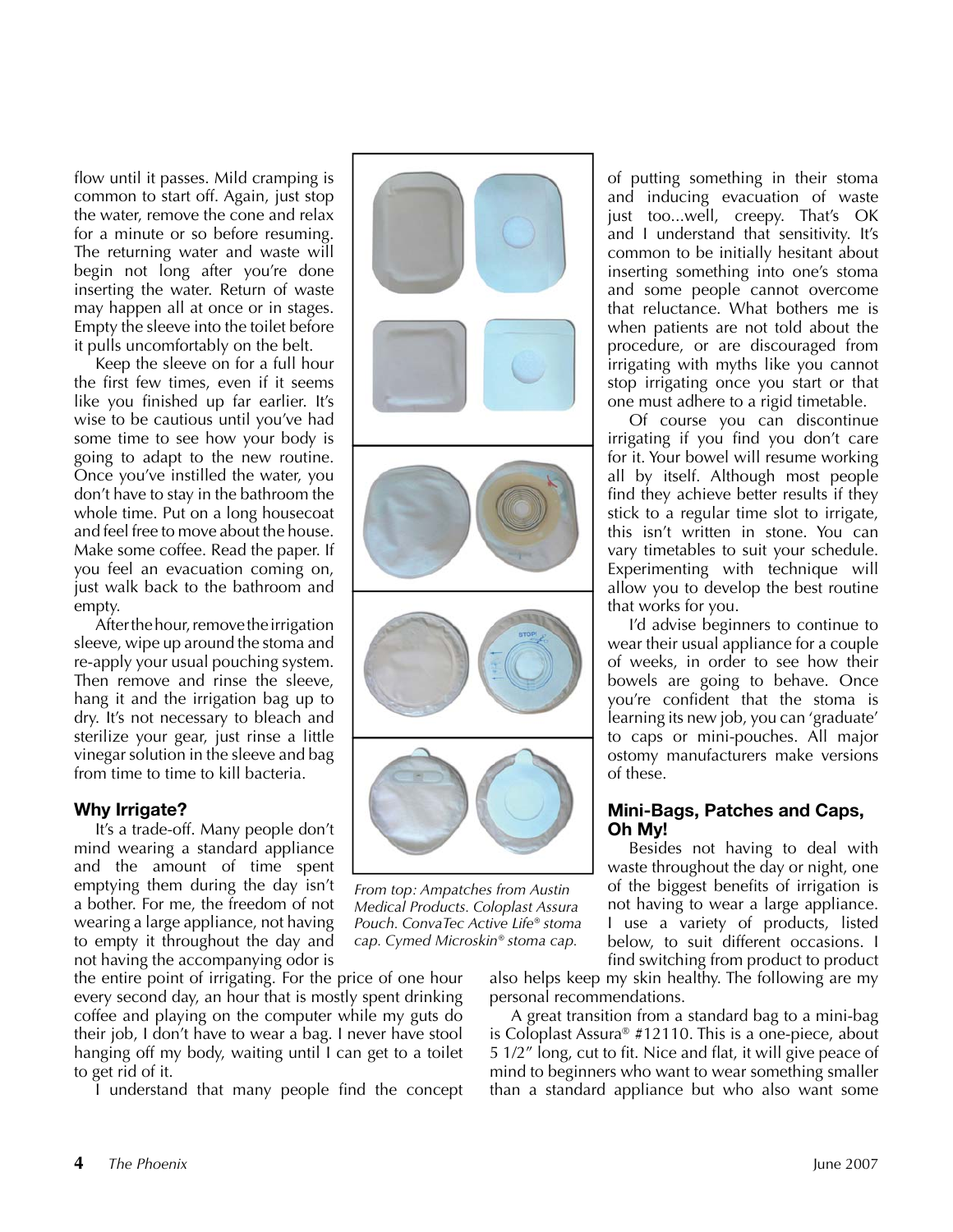flow until it passes. Mild cramping is common to start off. Again, just stop the water, remove the cone and relax for a minute or so before resuming. The returning water and waste will begin not long after you're done inserting the water. Return of waste may happen all at once or in stages. Empty the sleeve into the toilet before it pulls uncomfortably on the belt.

Keep the sleeve on for a full hour the first few times, even if it seems like you finished up far earlier. It's wise to be cautious until you've had some time to see how your body is going to adapt to the new routine. Once you've instilled the water, you don't have to stay in the bathroom the whole time. Put on a long housecoat and feel free to move about the house. Make some coffee. Read the paper. If you feel an evacuation coming on, just walk back to the bathroom and empty.

After the hour, remove the irrigation sleeve, wipe up around the stoma and re-apply your usual pouching system. Then remove and rinse the sleeve, hang it and the irrigation bag up to dry. It's not necessary to bleach and sterilize your gear, just rinse a little vinegar solution in the sleeve and bag from time to time to kill bacteria.

### Why Irrigate?

It's a trade-off. Many people don't mind wearing a standard appliance and the amount of time spent emptying them during the day isn't a bother. For me, the freedom of not wearing a large appliance, not having to empty it throughout the day and not having the accompanying odor is the entire point of irrigating. For the price of one hour every second day, an hour that is mostly spent drinking coffee and playing on the computer while my guts do their job, I don't have to wear a bag. I never have stool hanging off my body, waiting until I can get to a toilet to get rid of it.

I understand that many people find the concept of putting something in their stoma and inducing evacuation of waste just too...well, creepy. That's OK and I understand that sensitivity. It's common to be initially hesitant about inserting something into one's stoma and some people cannot overcome that reluctance. What bothers me is when patients are not told about the procedure, or are discouraged from irrigating with myths like you cannot stop irrigating once you start or that one must adhere to a rigid timetable.

Of course you can discontinue irrigating if you find you don't care for it. Your bowel will resume working all by itself. Although most people find they achieve better results if they stick to a regular time slot to irrigate, this isn't written in stone. You can vary timetables to suit your schedule. Experimenting with technique will allow you to develop the best routine that works for you.

I'd advise beginners to continue to wear their usual appliance for a couple of weeks, in order to see how their bowels are going to behave. Once you're confident that the stoma is learning its new job, you can 'graduate' to caps or mini-pouches. All major ostomy manufacturers make versions of these.

*From top: Ampatches from Austin Medical Products. Coloplast Assura Pouch. ConvaTec Active Life® stoma cap. Cymed Microskin® stoma cap.*

### Mini-Bags, Patches and Caps, Oh My!

Besides not having to deal with waste throughout the day or night, one of the biggest benefits of irrigation is not having to wear a large appliance. I use a variety of products, listed below, to suit different occasions. I find switching from product to product also helps keep my skin healthy. The following are my personal recommendations.

A great transition from a standard bag to a mini-bag is Coloplast Assura® #12110. This is a one-piece, about 5 1/2" long, cut to fit. Nice and flat, it will give peace of mind to beginners who want to wear something smaller than a standard appliance but who also want some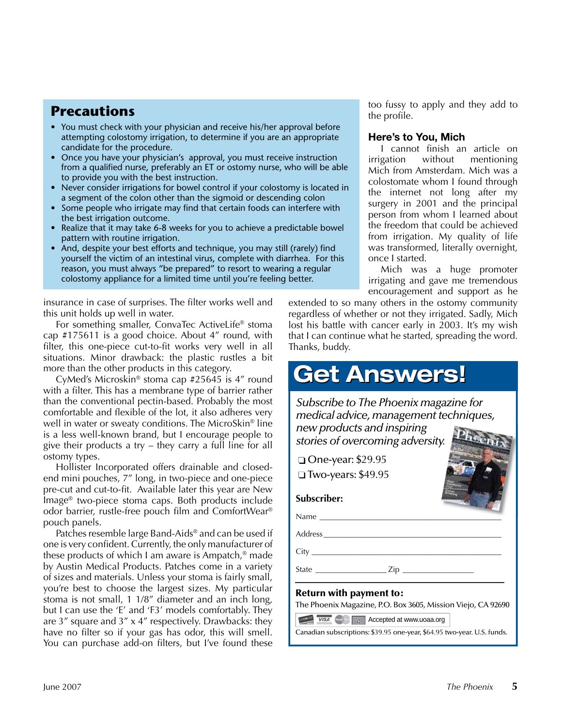## Precautions

- You must check with your physician and receive his/her approval before attempting colostomy irrigation, to determine if you are an appropriate candidate for the procedure.
- Once you have your physician's approval, you must receive instruction from a qualified nurse, preferably an ET or ostomy nurse, who will be able to provide you with the best instruction.
- Never consider irrigations for bowel control if your colostomy is located in a segment of the colon other than the sigmoid or descending colon
- Some people who irrigate may find that certain foods can interfere with the best irrigation outcome.
- Realize that it may take 6-8 weeks for you to achieve a predictable bowel pattern with routine irrigation.
- And, despite your best efforts and technique, you may still (rarely) find yourself the victim of an intestinal virus, complete with diarrhea. For this reason, you must always "be prepared" to resort to wearing a regular colostomy appliance for a limited time until you're feeling better.

insurance in case of surprises. The filter works well and this unit holds up well in water.

For something smaller, ConvaTec ActiveLife® stoma cap #175611 is a good choice. About 4″ round, with filter, this one-piece cut-to-fit works very well in all situations. Minor drawback: the plastic rustles a bit more than the other products in this category.

CyMed's Microskin® stoma cap #25645 is 4″ round with a filter. This has a membrane type of barrier rather than the conventional pectin-based. Probably the most comfortable and flexible of the lot, it also adheres very well in water or sweaty conditions. The MicroSkin® line is a less well-known brand, but I encourage people to give their products a try – they carry a full line for all ostomy types.

Hollister Incorporated offers drainable and closed-end mini pouches, 7″ long, in two-piece and one-piece pre-cut and cut-to-fit. Available later this year are New Image® two-piece stoma caps. Both products include odor barrier, rustle-free pouch film and ComfortWear® pouch panels.

Patches resemble large Band-Aids® and can be used if one is very confident. Currently, the only manufacturer of these products of which I am aware is Ampatch,® made by Austin Medical Products. Patches come in a variety of sizes and materials. Unless your stoma is fairly small, you're best to choose the largest sizes. My particular stoma is not small, 1 1/8″ diameter and an inch long, but I can use the 'E' and 'F3' models comfortably. They are 3″ square and 3″ x 4″ respectively. Drawbacks: they have no filter so if your gas has odor, this will smell. You can purchase add-on filters, but I've found these too fussy to apply and they add to the profile.

### Here's to You, Mich

I cannot finish an article on irrigation without mentioning Mich from Amsterdam. Mich was a colostomate whom I found through the internet not long after my surgery in 2001 and the principal person from whom I learned about the freedom that could be achieved from irrigation. My quality of life was transformed, literally overnight, once I started.

Mich was a huge promoter irrigating and gave me tremendous encouragement and support as he extended to so many others in the ostomy community regardless of whether or not they irrigated. Sadly, Mich lost his battle with cancer early in 2003. It's my wish that I can continue what he started, spreading the word. Thanks, buddy.

## Get Answers!

*Subscribe to The Phoenix magazine for medical advice, management techniques, new products and inspiring stories of overcoming adversity.*

❑ One-year: $29.95

❑ Two-years: $49.95

**Subscriber:**

Name ______________________________

Address ______________________________

City ______________________________

State ______________ Zip ______________

**Return with payment to:**

The Phoenix Magazine, P.O. Box 3605, Mission Viejo, CA 92690

Accepted at www.uoaa.org

Canadian subscriptions: $39.95 one-year, $64.95 two-year. U.S. funds.